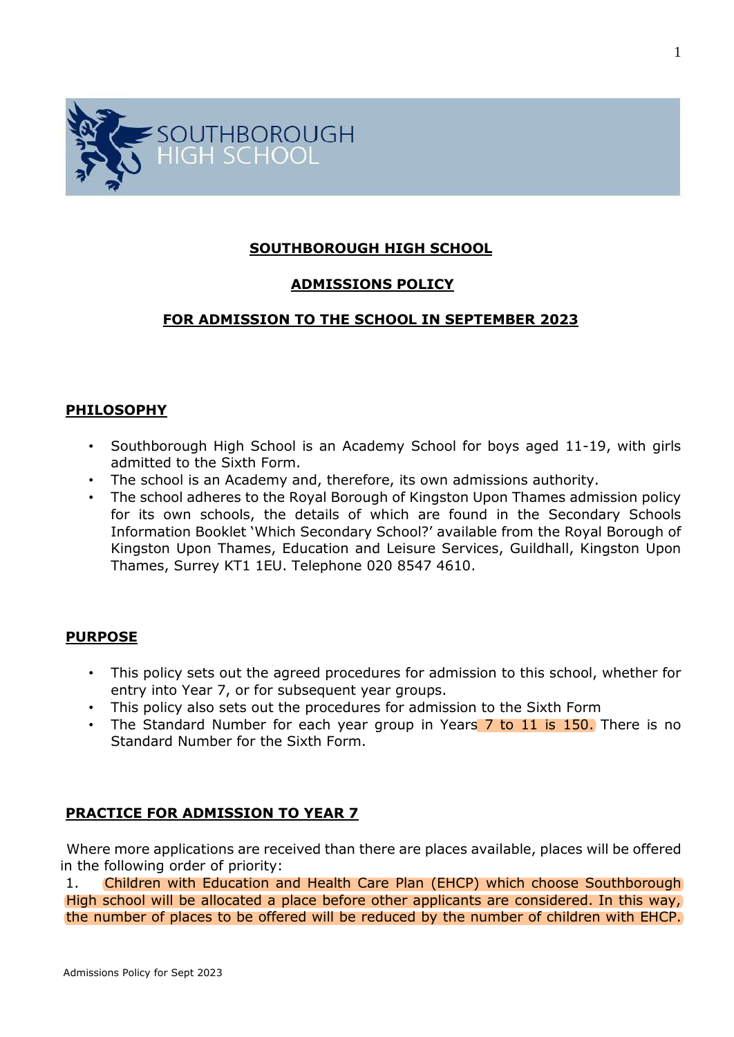SOUTHBOROUGH HIGH SCHOOL

# SOUTHBOROUGH HIGH SCHOOL

## ADMISSIONS POLICY

## FOR ADMISSION TO THE SCHOOL IN SEPTEMBER 2023

### PHILOSOPHY

- Southborough High School is an Academy School for boys aged 11-19, with girls admitted to the Sixth Form.
- The school is an Academy and, therefore, its own admissions authority.
- The school adheres to the Royal Borough of Kingston Upon Thames admission policy for its own schools, the details of which are found in the Secondary Schools Information Booklet 'Which Secondary School?' available from the Royal Borough of Kingston Upon Thames, Education and Leisure Services, Guildhall, Kingston Upon Thames, Surrey KT1 1EU. Telephone 020 8547 4610.

### PURPOSE

- This policy sets out the agreed procedures for admission to this school, whether for entry into Year 7, or for subsequent year groups.
- This policy also sets out the procedures for admission to the Sixth Form
- The Standard Number for each year group in Years 7 to 11 is 150. There is no Standard Number for the Sixth Form.

### PRACTICE FOR ADMISSION TO YEAR 7

Where more applications are received than there are places available, places will be offered in the following order of priority:

1. Children with Education and Health Care Plan (EHCP) which choose Southborough High school will be allocated a place before other applicants are considered. In this way, the number of places to be offered will be reduced by the number of children with EHCP.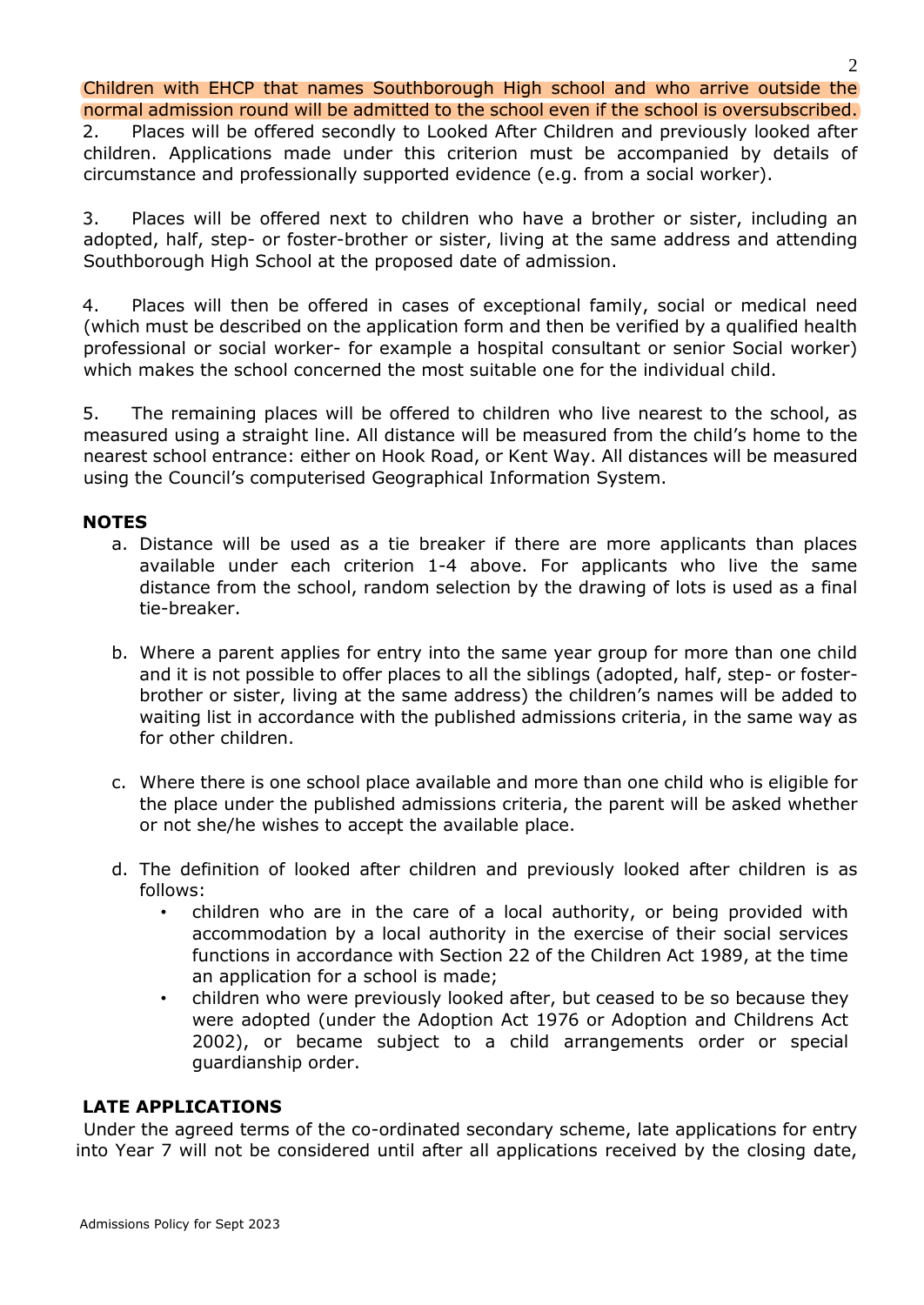Children with EHCP that names Southborough High school and who arrive outside the normal admission round will be admitted to the school even if the school is oversubscribed.

2. Places will be offered secondly to Looked After Children and previously looked after children. Applications made under this criterion must be accompanied by details of circumstance and professionally supported evidence (e.g. from a social worker).

3. Places will be offered next to children who have a brother or sister, including an adopted, half, step- or foster-brother or sister, living at the same address and attending Southborough High School at the proposed date of admission.

4. Places will then be offered in cases of exceptional family, social or medical need (which must be described on the application form and then be verified by a qualified health professional or social worker- for example a hospital consultant or senior Social worker) which makes the school concerned the most suitable one for the individual child.

5. The remaining places will be offered to children who live nearest to the school, as measured using a straight line. All distance will be measured from the child's home to the nearest school entrance: either on Hook Road, or Kent Way. All distances will be measured using the Council's computerised Geographical Information System.

**NOTES**

a. Distance will be used as a tie breaker if there are more applicants than places available under each criterion 1-4 above. For applicants who live the same distance from the school, random selection by the drawing of lots is used as a final tie-breaker.

b. Where a parent applies for entry into the same year group for more than one child and it is not possible to offer places to all the siblings (adopted, half, step- or foster-brother or sister, living at the same address) the children's names will be added to waiting list in accordance with the published admissions criteria, in the same way as for other children.

c. Where there is one school place available and more than one child who is eligible for the place under the published admissions criteria, the parent will be asked whether or not she/he wishes to accept the available place.

d. The definition of looked after children and previously looked after children is as follows:
   - children who are in the care of a local authority, or being provided with accommodation by a local authority in the exercise of their social services functions in accordance with Section 22 of the Children Act 1989, at the time an application for a school is made;
   - children who were previously looked after, but ceased to be so because they were adopted (under the Adoption Act 1976 or Adoption and Childrens Act 2002), or became subject to a child arrangements order or special guardianship order.

**LATE APPLICATIONS**

Under the agreed terms of the co-ordinated secondary scheme, late applications for entry into Year 7 will not be considered until after all applications received by the closing date,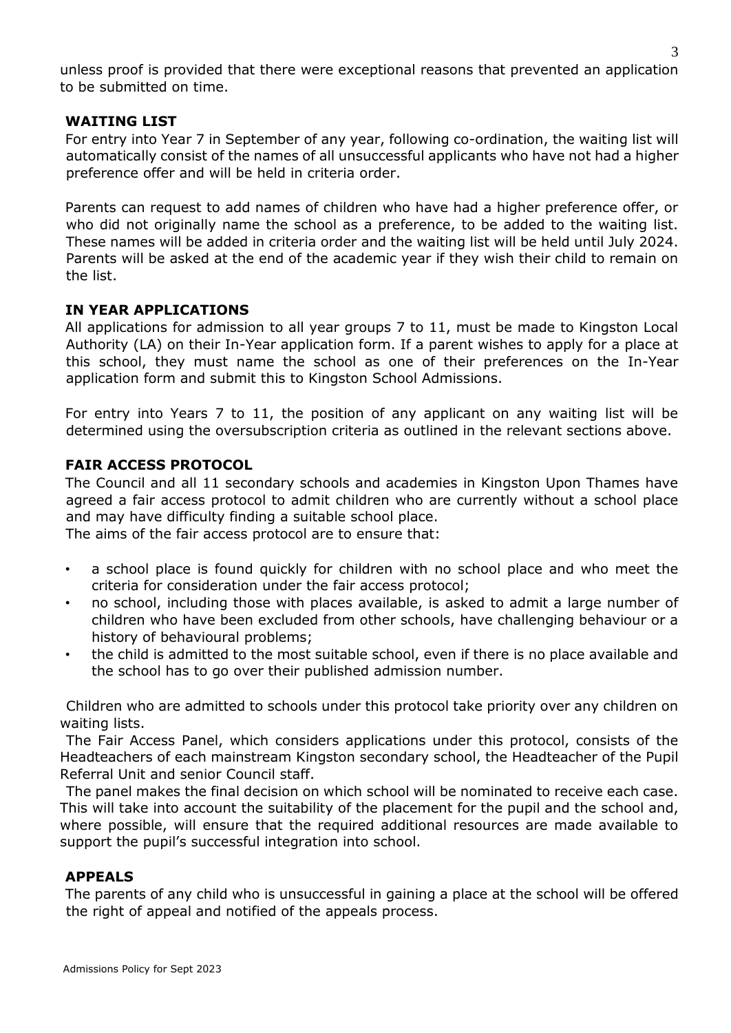unless proof is provided that there were exceptional reasons that prevented an application to be submitted on time.

## WAITING LIST

For entry into Year 7 in September of any year, following co-ordination, the waiting list will automatically consist of the names of all unsuccessful applicants who have not had a higher preference offer and will be held in criteria order.

Parents can request to add names of children who have had a higher preference offer, or who did not originally name the school as a preference, to be added to the waiting list. These names will be added in criteria order and the waiting list will be held until July 2024. Parents will be asked at the end of the academic year if they wish their child to remain on the list.

## IN YEAR APPLICATIONS

All applications for admission to all year groups 7 to 11, must be made to Kingston Local Authority (LA) on their In-Year application form. If a parent wishes to apply for a place at this school, they must name the school as one of their preferences on the In-Year application form and submit this to Kingston School Admissions.

For entry into Years 7 to 11, the position of any applicant on any waiting list will be determined using the oversubscription criteria as outlined in the relevant sections above.

## FAIR ACCESS PROTOCOL

The Council and all 11 secondary schools and academies in Kingston Upon Thames have agreed a fair access protocol to admit children who are currently without a school place and may have difficulty finding a suitable school place.
The aims of the fair access protocol are to ensure that:

- a school place is found quickly for children with no school place and who meet the criteria for consideration under the fair access protocol;
- no school, including those with places available, is asked to admit a large number of children who have been excluded from other schools, have challenging behaviour or a history of behavioural problems;
- the child is admitted to the most suitable school, even if there is no place available and the school has to go over their published admission number.

Children who are admitted to schools under this protocol take priority over any children on waiting lists.

The Fair Access Panel, which considers applications under this protocol, consists of the Headteachers of each mainstream Kingston secondary school, the Headteacher of the Pupil Referral Unit and senior Council staff.

The panel makes the final decision on which school will be nominated to receive each case. This will take into account the suitability of the placement for the pupil and the school and, where possible, will ensure that the required additional resources are made available to support the pupil's successful integration into school.

## APPEALS

The parents of any child who is unsuccessful in gaining a place at the school will be offered the right of appeal and notified of the appeals process.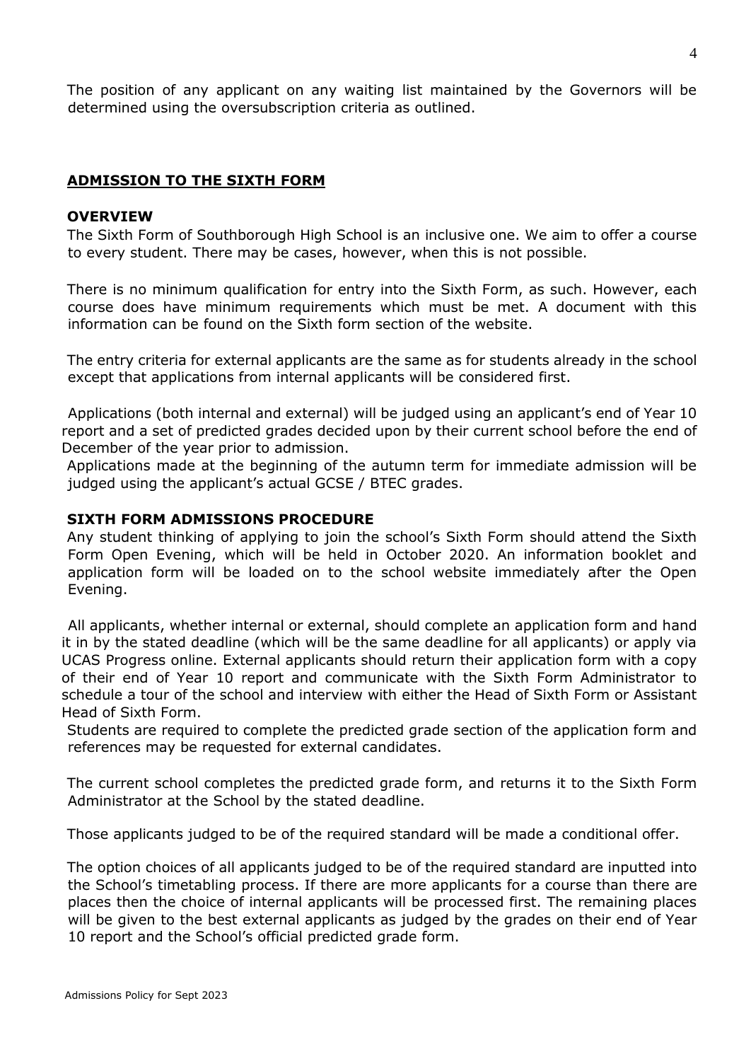The position of any applicant on any waiting list maintained by the Governors will be determined using the oversubscription criteria as outlined.

## ADMISSION TO THE SIXTH FORM

### OVERVIEW

The Sixth Form of Southborough High School is an inclusive one. We aim to offer a course to every student. There may be cases, however, when this is not possible.

There is no minimum qualification for entry into the Sixth Form, as such. However, each course does have minimum requirements which must be met. A document with this information can be found on the Sixth form section of the website.

The entry criteria for external applicants are the same as for students already in the school except that applications from internal applicants will be considered first.

Applications (both internal and external) will be judged using an applicant's end of Year 10 report and a set of predicted grades decided upon by their current school before the end of December of the year prior to admission.

Applications made at the beginning of the autumn term for immediate admission will be judged using the applicant's actual GCSE / BTEC grades.

### SIXTH FORM ADMISSIONS PROCEDURE

Any student thinking of applying to join the school's Sixth Form should attend the Sixth Form Open Evening, which will be held in October 2020. An information booklet and application form will be loaded on to the school website immediately after the Open Evening.

All applicants, whether internal or external, should complete an application form and hand it in by the stated deadline (which will be the same deadline for all applicants) or apply via UCAS Progress online. External applicants should return their application form with a copy of their end of Year 10 report and communicate with the Sixth Form Administrator to schedule a tour of the school and interview with either the Head of Sixth Form or Assistant Head of Sixth Form.

Students are required to complete the predicted grade section of the application form and references may be requested for external candidates.

The current school completes the predicted grade form, and returns it to the Sixth Form Administrator at the School by the stated deadline.

Those applicants judged to be of the required standard will be made a conditional offer.

The option choices of all applicants judged to be of the required standard are inputted into the School's timetabling process. If there are more applicants for a course than there are places then the choice of internal applicants will be processed first. The remaining places will be given to the best external applicants as judged by the grades on their end of Year 10 report and the School's official predicted grade form.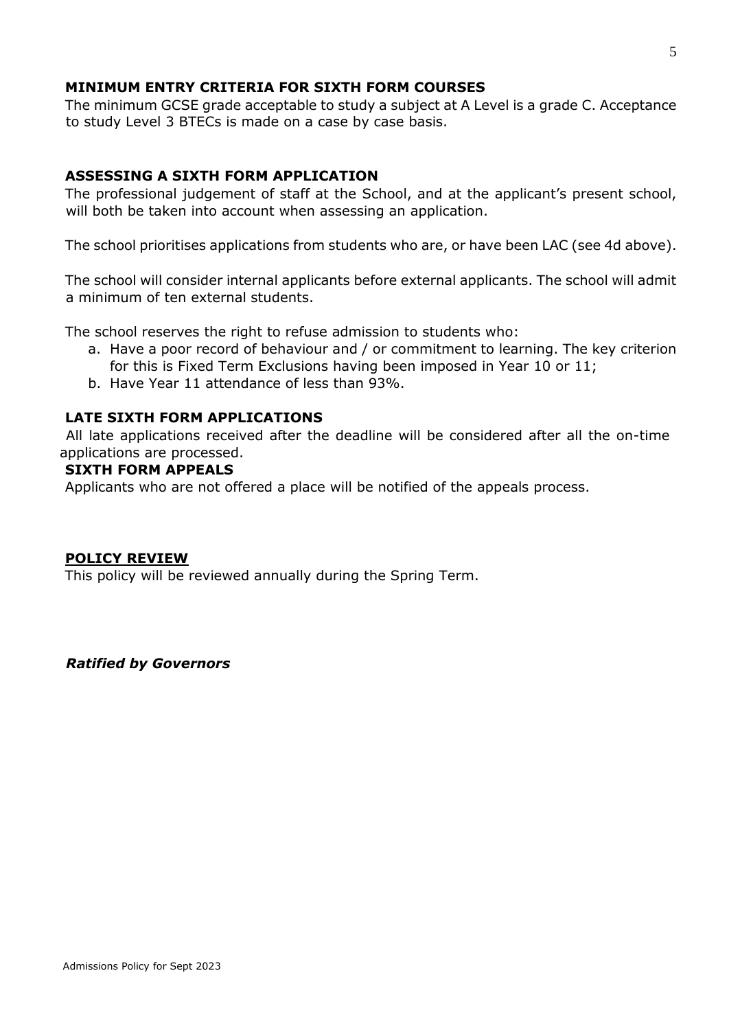## MINIMUM ENTRY CRITERIA FOR SIXTH FORM COURSES

The minimum GCSE grade acceptable to study a subject at A Level is a grade C. Acceptance to study Level 3 BTECs is made on a case by case basis.

## ASSESSING A SIXTH FORM APPLICATION

The professional judgement of staff at the School, and at the applicant's present school, will both be taken into account when assessing an application.

The school prioritises applications from students who are, or have been LAC (see 4d above).

The school will consider internal applicants before external applicants. The school will admit a minimum of ten external students.

The school reserves the right to refuse admission to students who:

a. Have a poor record of behaviour and / or commitment to learning. The key criterion for this is Fixed Term Exclusions having been imposed in Year 10 or 11;
b. Have Year 11 attendance of less than 93%.

## LATE SIXTH FORM APPLICATIONS

All late applications received after the deadline will be considered after all the on-time applications are processed.

## SIXTH FORM APPEALS

Applicants who are not offered a place will be notified of the appeals process.

## POLICY REVIEW

This policy will be reviewed annually during the Spring Term.

***Ratified by Governors***